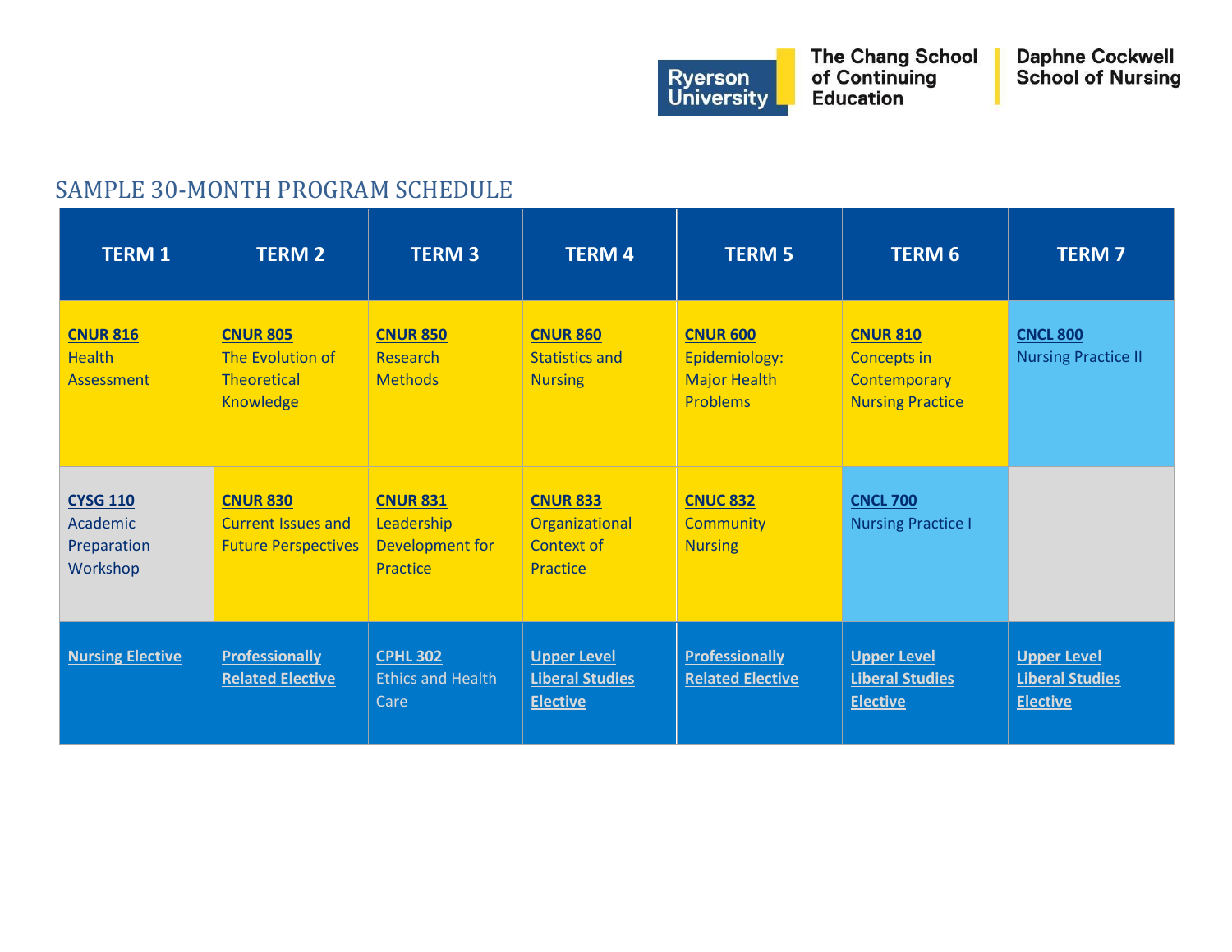Ryerson University | The Chang School of Continuing Education | Daphne Cockwell School of Nursing

## SAMPLE 30-MONTH PROGRAM SCHEDULE

| TERM 1 | TERM 2 | TERM 3 | TERM 4 | TERM 5 | TERM 6 | TERM 7 |
|---|---|---|---|---|---|---|
| **CNUR 816** Health Assessment | **CNUR 805** The Evolution of Theoretical Knowledge | **CNUR 850** Research Methods | **CNUR 860** Statistics and Nursing | **CNUR 600** Epidemiology: Major Health Problems | **CNUR 810** Concepts in Contemporary Nursing Practice | **CNCL 800** Nursing Practice II |
| **CYSG 110** Academic Preparation Workshop | **CNUR 830** Current Issues and Future Perspectives | **CNUR 831** Leadership Development for Practice | **CNUR 833** Organizational Context of Practice | **CNUC 832** Community Nursing | **CNCL 700** Nursing Practice I | |
| **Nursing Elective** | **Professionally Related Elective** | **CPHL 302** Ethics and Health Care | **Upper Level Liberal Studies Elective** | **Professionally Related Elective** | **Upper Level Liberal Studies Elective** | **Upper Level Liberal Studies Elective** |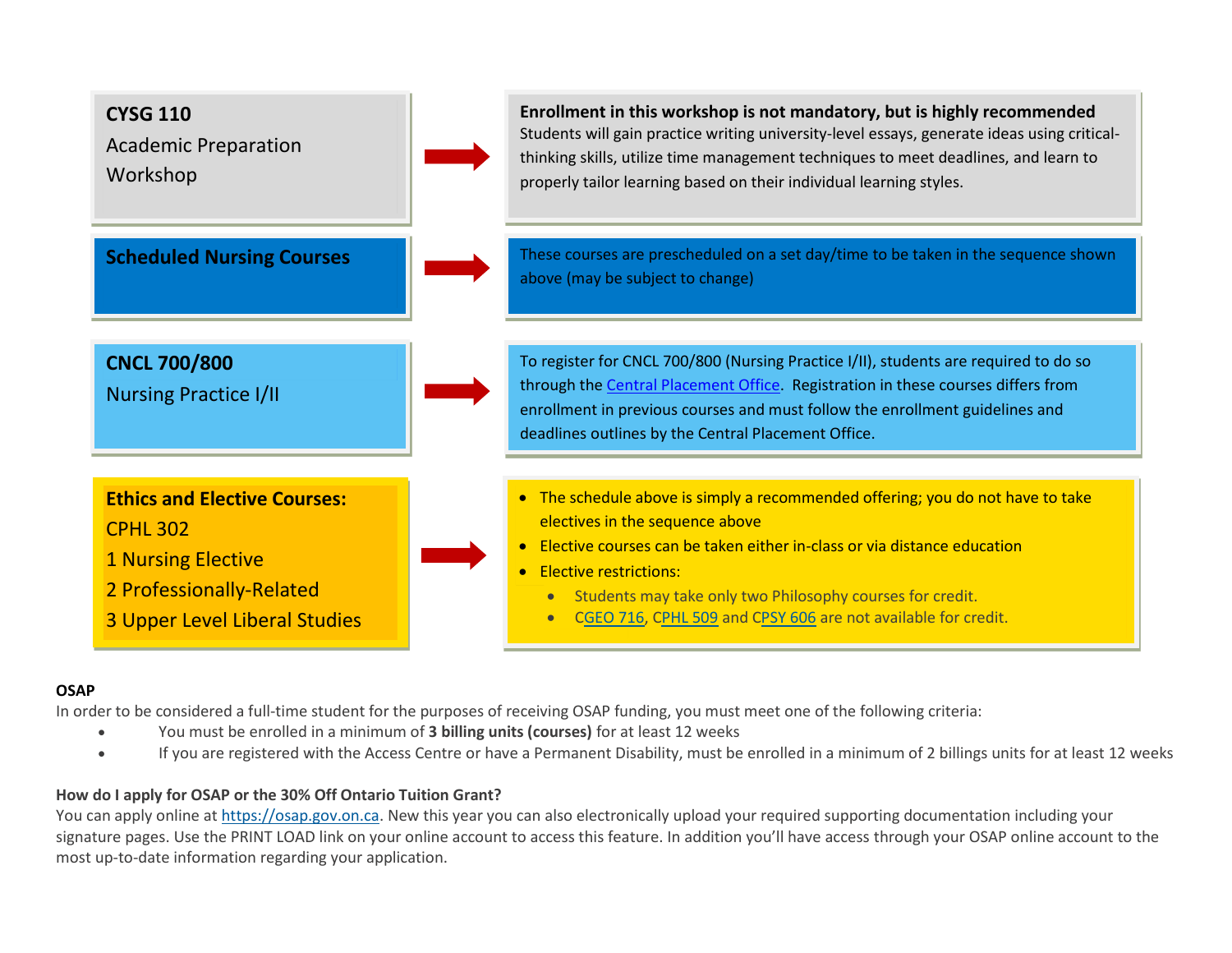| | |
|---|---|
| **CYSG 110**<br>Academic Preparation Workshop | **Enrollment in this workshop is not mandatory, but is highly recommended**<br>Students will gain practice writing university-level essays, generate ideas using critical-thinking skills, utilize time management techniques to meet deadlines, and learn to properly tailor learning based on their individual learning styles. |
| **Scheduled Nursing Courses** | These courses are prescheduled on a set day/time to be taken in the sequence shown above (may be subject to change) |
| **CNCL 700/800**<br>Nursing Practice I/II | To register for CNCL 700/800 (Nursing Practice I/II), students are required to do so through the Central Placement Office. Registration in these courses differs from enrollment in previous courses and must follow the enrollment guidelines and deadlines outlines by the Central Placement Office. |
| **Ethics and Elective Courses:**<br>CPHL 302<br>1 Nursing Elective<br>2 Professionally-Related<br>3 Upper Level Liberal Studies | • The schedule above is simply a recommended offering; you do not have to take electives in the sequence above<br>• Elective courses can be taken either in-class or via distance education<br>• Elective restrictions:<br>  ◦ Students may take only two Philosophy courses for credit.<br>  ◦ CGEO 716, CPHL 509 and CPSY 606 are not available for credit. |

**OSAP**

In order to be considered a full-time student for the purposes of receiving OSAP funding, you must meet one of the following criteria:

- You must be enrolled in a minimum of **3 billing units (courses)** for at least 12 weeks
- If you are registered with the Access Centre or have a Permanent Disability, must be enrolled in a minimum of 2 billings units for at least 12 weeks

**How do I apply for OSAP or the 30% Off Ontario Tuition Grant?**

You can apply online at https://osap.gov.on.ca. New this year you can also electronically upload your required supporting documentation including your signature pages. Use the PRINT LOAD link on your online account to access this feature. In addition you'll have access through your OSAP online account to the most up-to-date information regarding your application.